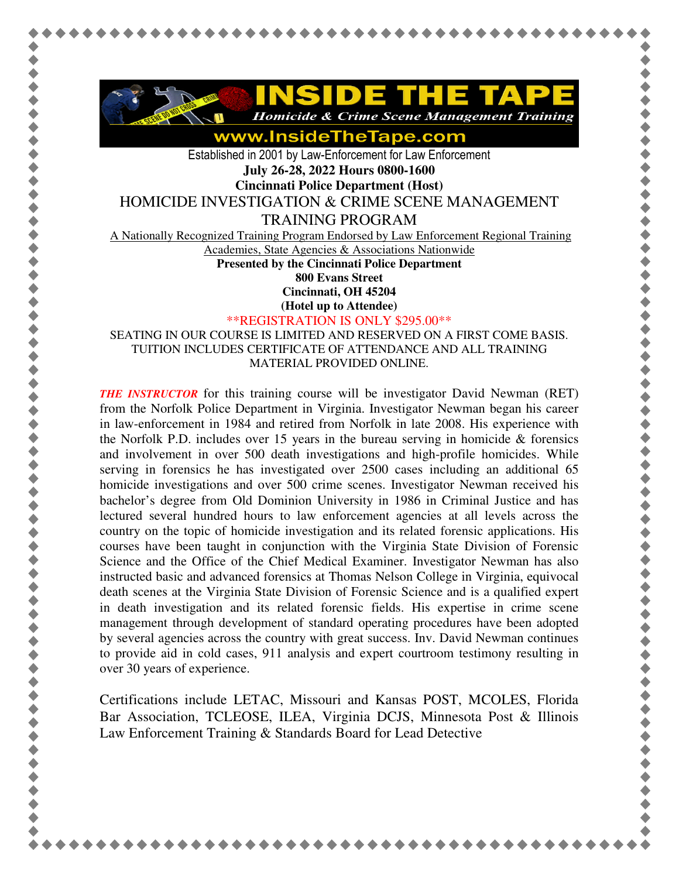# INSIDE THE TAPE

*Homicide & Crime Scene Management Training*

www.InsideTheTape.com

Established in 2001 by Law-Enforcement for Law Enforcement

**July 26-28, 2022 Hours 0800-1600**

**Cincinnati Police Department (Host)**

## HOMICIDE INVESTIGATION & CRIME SCENE MANAGEMENT TRAINING PROGRAM

A Nationally Recognized Training Program Endorsed by Law Enforcement Regional Training Academies, State Agencies & Associations Nationwide

**Presented by the Cincinnati Police Department**
**800 Evans Street**
**Cincinnati, OH 45204**
**(Hotel up to Attendee)**

**REGISTRATION IS ONLY $295.00**

SEATING IN OUR COURSE IS LIMITED AND RESERVED ON A FIRST COME BASIS. TUITION INCLUDES CERTIFICATE OF ATTENDANCE AND ALL TRAINING MATERIAL PROVIDED ONLINE.

***THE INSTRUCTOR*** for this training course will be investigator David Newman (RET) from the Norfolk Police Department in Virginia. Investigator Newman began his career in law-enforcement in 1984 and retired from Norfolk in late 2008. His experience with the Norfolk P.D. includes over 15 years in the bureau serving in homicide & forensics and involvement in over 500 death investigations and high-profile homicides. While serving in forensics he has investigated over 2500 cases including an additional 65 homicide investigations and over 500 crime scenes. Investigator Newman received his bachelor's degree from Old Dominion University in 1986 in Criminal Justice and has lectured several hundred hours to law enforcement agencies at all levels across the country on the topic of homicide investigation and its related forensic applications. His courses have been taught in conjunction with the Virginia State Division of Forensic Science and the Office of the Chief Medical Examiner. Investigator Newman has also instructed basic and advanced forensics at Thomas Nelson College in Virginia, equivocal death scenes at the Virginia State Division of Forensic Science and is a qualified expert in death investigation and its related forensic fields. His expertise in crime scene management through development of standard operating procedures have been adopted by several agencies across the country with great success. Inv. David Newman continues to provide aid in cold cases, 911 analysis and expert courtroom testimony resulting in over 30 years of experience.

Certifications include LETAC, Missouri and Kansas POST, MCOLES, Florida Bar Association, TCLEOSE, ILEA, Virginia DCJS, Minnesota Post & Illinois Law Enforcement Training & Standards Board for Lead Detective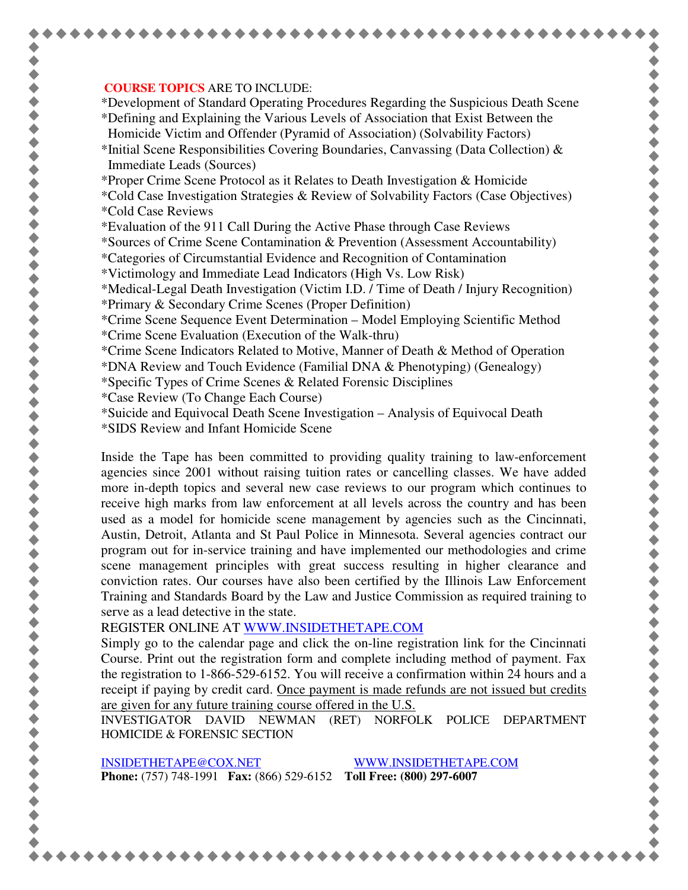**COURSE TOPICS** ARE TO INCLUDE:

*Development of Standard Operating Procedures Regarding the Suspicious Death Scene
*Defining and Explaining the Various Levels of Association that Exist Between the Homicide Victim and Offender (Pyramid of Association) (Solvability Factors)
*Initial Scene Responsibilities Covering Boundaries, Canvassing (Data Collection) & Immediate Leads (Sources)
*Proper Crime Scene Protocol as it Relates to Death Investigation & Homicide
*Cold Case Investigation Strategies & Review of Solvability Factors (Case Objectives)
*Cold Case Reviews
*Evaluation of the 911 Call During the Active Phase through Case Reviews
*Sources of Crime Scene Contamination & Prevention (Assessment Accountability)
*Categories of Circumstantial Evidence and Recognition of Contamination
*Victimology and Immediate Lead Indicators (High Vs. Low Risk)
*Medical-Legal Death Investigation (Victim I.D. / Time of Death / Injury Recognition)
*Primary & Secondary Crime Scenes (Proper Definition)
*Crime Scene Sequence Event Determination – Model Employing Scientific Method
*Crime Scene Evaluation (Execution of the Walk-thru)
*Crime Scene Indicators Related to Motive, Manner of Death & Method of Operation
*DNA Review and Touch Evidence (Familial DNA & Phenotyping) (Genealogy)
*Specific Types of Crime Scenes & Related Forensic Disciplines
*Case Review (To Change Each Course)
*Suicide and Equivocal Death Scene Investigation – Analysis of Equivocal Death
*SIDS Review and Infant Homicide Scene

Inside the Tape has been committed to providing quality training to law-enforcement agencies since 2001 without raising tuition rates or cancelling classes. We have added more in-depth topics and several new case reviews to our program which continues to receive high marks from law enforcement at all levels across the country and has been used as a model for homicide scene management by agencies such as the Cincinnati, Austin, Detroit, Atlanta and St Paul Police in Minnesota. Several agencies contract our program out for in-service training and have implemented our methodologies and crime scene management principles with great success resulting in higher clearance and conviction rates. Our courses have also been certified by the Illinois Law Enforcement Training and Standards Board by the Law and Justice Commission as required training to serve as a lead detective in the state.

REGISTER ONLINE AT WWW.INSIDETHETAPE.COM

Simply go to the calendar page and click the on-line registration link for the Cincinnati Course. Print out the registration form and complete including method of payment. Fax the registration to 1-866-529-6152. You will receive a confirmation within 24 hours and a receipt if paying by credit card. Once payment is made refunds are not issued but credits are given for any future training course offered in the U.S.

INVESTIGATOR DAVID NEWMAN (RET) NORFOLK POLICE DEPARTMENT HOMICIDE & FORENSIC SECTION

INSIDETHETAPE@COX.NET WWW.INSIDETHETAPE.COM

**Phone:** (757) 748-1991 **Fax:** (866) 529-6152 **Toll Free: (800) 297-6007**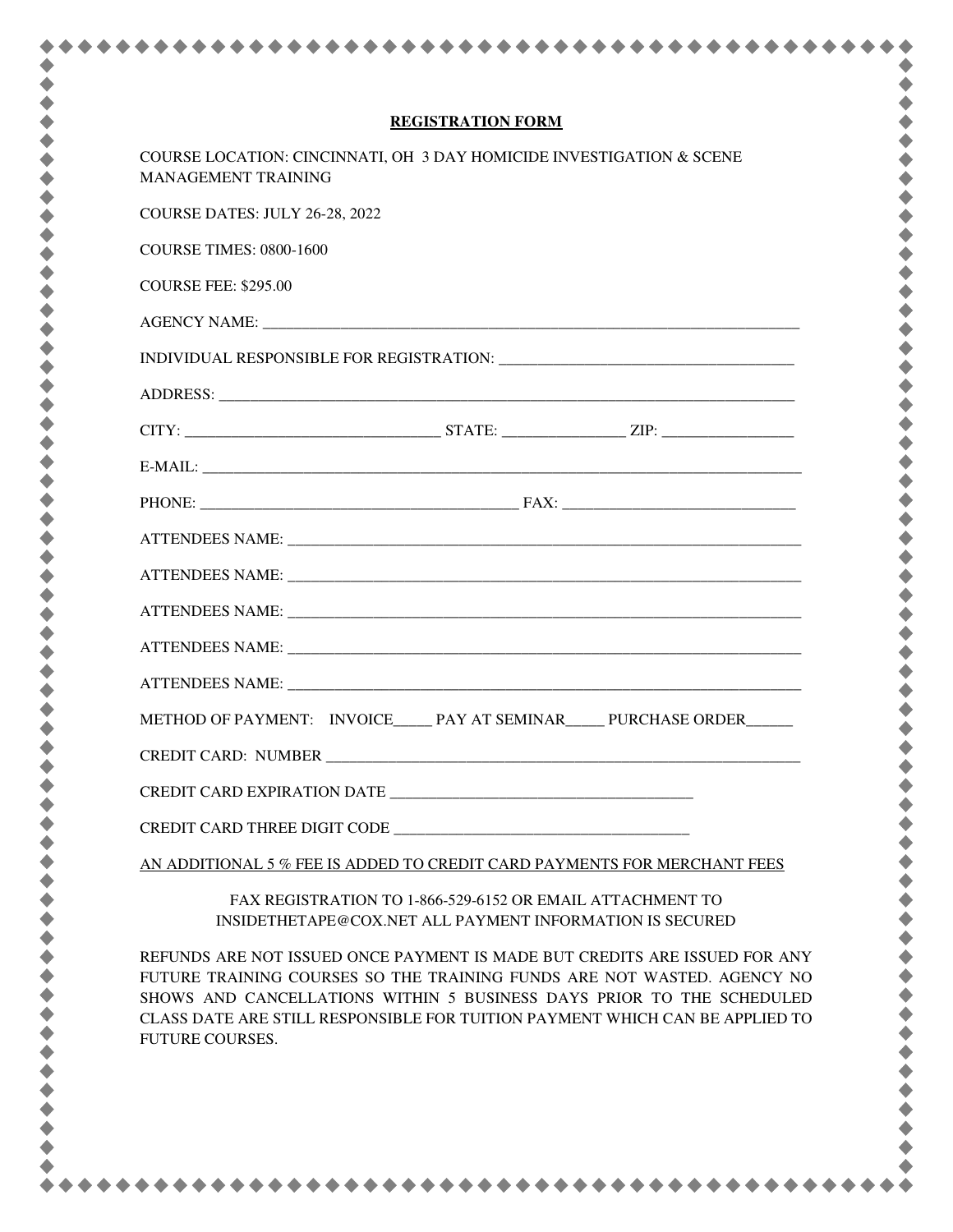## REGISTRATION FORM

COURSE LOCATION: CINCINNATI, OH 3 DAY HOMICIDE INVESTIGATION & SCENE MANAGEMENT TRAINING

COURSE DATES: JULY 26-28, 2022

COURSE TIMES: 0800-1600

COURSE FEE: $295.00

AGENCY NAME: ______________________________________________________________________

INDIVIDUAL RESPONSIBLE FOR REGISTRATION: ____________________________________

ADDRESS: __________________________________________________________________________

CITY: ______________________________ STATE: _______________ ZIP: ________________

E-MAIL: ___________________________________________________________________________

PHONE: ______________________________________ FAX: _____________________________

ATTENDEES NAME: ___________________________________________________________________

ATTENDEES NAME: ___________________________________________________________________

ATTENDEES NAME: ___________________________________________________________________

ATTENDEES NAME: ___________________________________________________________________

ATTENDEES NAME: ___________________________________________________________________

METHOD OF PAYMENT: INVOICE_____ PAY AT SEMINAR_____ PURCHASE ORDER______

CREDIT CARD: NUMBER ______________________________________________________________

CREDIT CARD EXPIRATION DATE _______________________________________

CREDIT CARD THREE DIGIT CODE ______________________________________

AN ADDITIONAL 5 % FEE IS ADDED TO CREDIT CARD PAYMENTS FOR MERCHANT FEES

FAX REGISTRATION TO 1-866-529-6152 OR EMAIL ATTACHMENT TO INSIDETHETAPE@COX.NET ALL PAYMENT INFORMATION IS SECURED

REFUNDS ARE NOT ISSUED ONCE PAYMENT IS MADE BUT CREDITS ARE ISSUED FOR ANY FUTURE TRAINING COURSES SO THE TRAINING FUNDS ARE NOT WASTED. AGENCY NO SHOWS AND CANCELLATIONS WITHIN 5 BUSINESS DAYS PRIOR TO THE SCHEDULED CLASS DATE ARE STILL RESPONSIBLE FOR TUITION PAYMENT WHICH CAN BE APPLIED TO FUTURE COURSES.